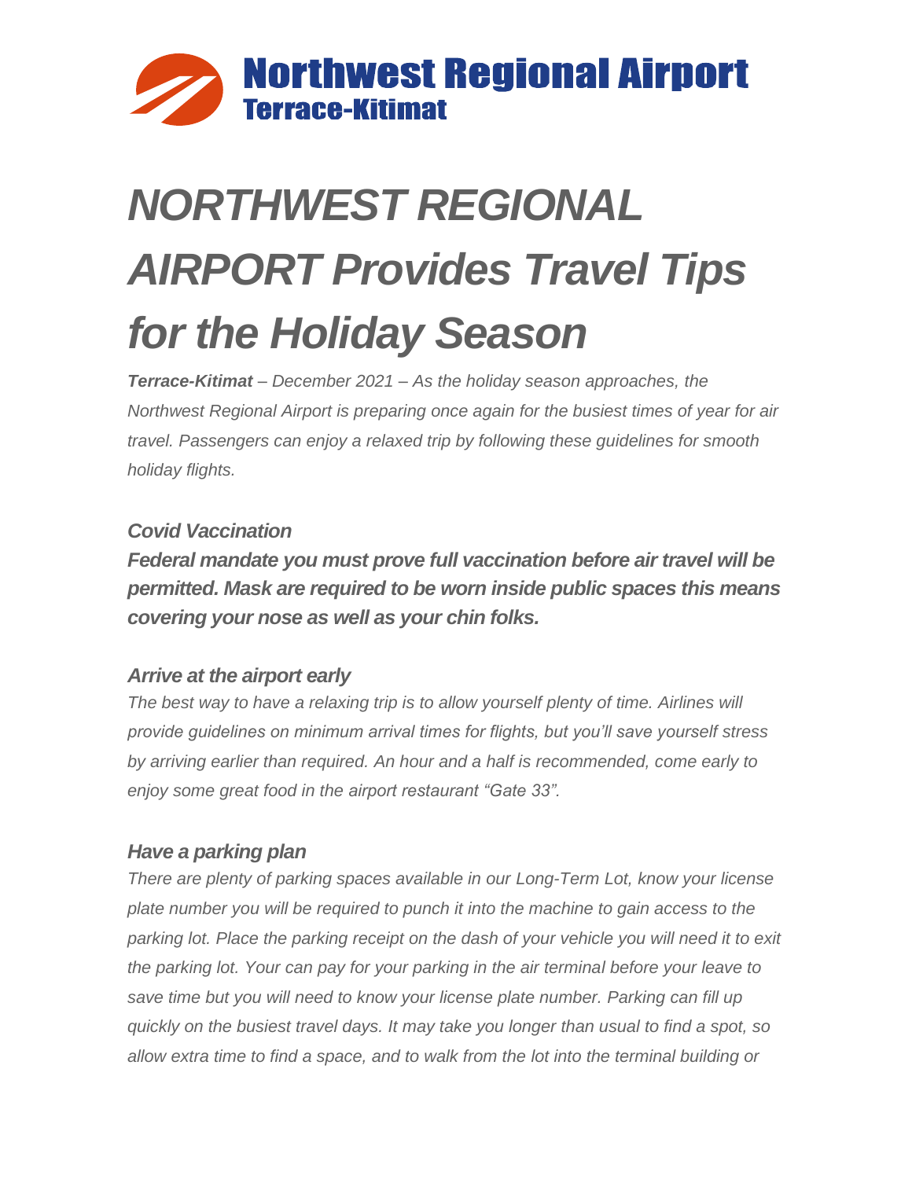**Northwest Regional Airport**
**Terrace-Kitimat**

# *NORTHWEST REGIONAL AIRPORT Provides Travel Tips for the Holiday Season*

***Terrace-Kitimat** – December 2021 – As the holiday season approaches, the Northwest Regional Airport is preparing once again for the busiest times of year for air travel. Passengers can enjoy a relaxed trip by following these guidelines for smooth holiday flights.*

### *Covid Vaccination*

***Federal mandate you must prove full vaccination before air travel will be permitted. Mask are required to be worn inside public spaces this means covering your nose as well as your chin folks.***

### *Arrive at the airport early*

*The best way to have a relaxing trip is to allow yourself plenty of time. Airlines will provide guidelines on minimum arrival times for flights, but you'll save yourself stress by arriving earlier than required. An hour and a half is recommended, come early to enjoy some great food in the airport restaurant "Gate 33".*

### *Have a parking plan*

*There are plenty of parking spaces available in our Long-Term Lot, know your license plate number you will be required to punch it into the machine to gain access to the parking lot. Place the parking receipt on the dash of your vehicle you will need it to exit the parking lot. Your can pay for your parking in the air terminal before your leave to save time but you will need to know your license plate number. Parking can fill up quickly on the busiest travel days. It may take you longer than usual to find a spot, so allow extra time to find a space, and to walk from the lot into the terminal building or*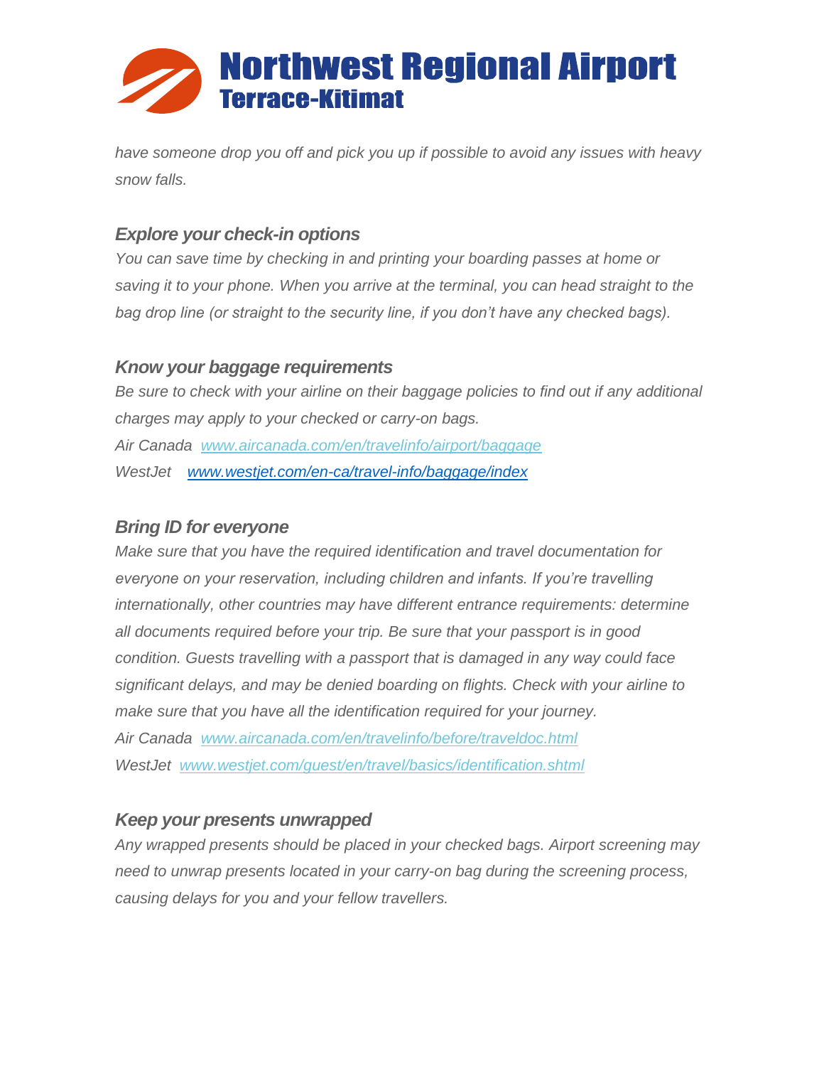*have someone drop you off and pick you up if possible to avoid any issues with heavy snow falls.*

### *Explore your check-in options*

*You can save time by checking in and printing your boarding passes at home or saving it to your phone. When you arrive at the terminal, you can head straight to the bag drop line (or straight to the security line, if you don't have any checked bags).*

### *Know your baggage requirements*

*Be sure to check with your airline on their baggage policies to find out if any additional charges may apply to your checked or carry-on bags.*

*Air Canada [www.aircanada.com/en/travelinfo/airport/baggage](www.aircanada.com/en/travelinfo/airport/baggage)*

*WestJet [www.westjet.com/en-ca/travel-info/baggage/index](www.westjet.com/en-ca/travel-info/baggage/index)*

### *Bring ID for everyone*

*Make sure that you have the required identification and travel documentation for everyone on your reservation, including children and infants. If you're travelling internationally, other countries may have different entrance requirements: determine all documents required before your trip. Be sure that your passport is in good condition. Guests travelling with a passport that is damaged in any way could face significant delays, and may be denied boarding on flights. Check with your airline to make sure that you have all the identification required for your journey.*

*Air Canada [www.aircanada.com/en/travelinfo/before/traveldoc.html](www.aircanada.com/en/travelinfo/before/traveldoc.html)*

*WestJet [www.westjet.com/guest/en/travel/basics/identification.shtml](www.westjet.com/guest/en/travel/basics/identification.shtml)*

### *Keep your presents unwrapped*

*Any wrapped presents should be placed in your checked bags. Airport screening may need to unwrap presents located in your carry-on bag during the screening process, causing delays for you and your fellow travellers.*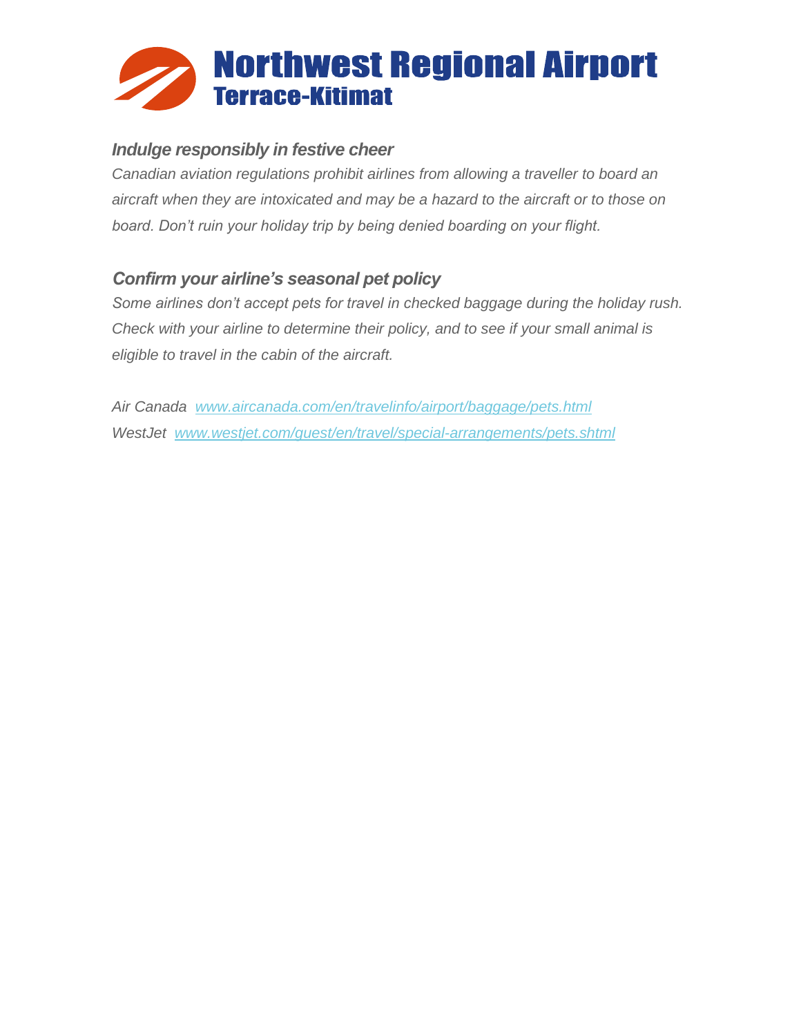# Northwest Regional Airport
## Terrace-Kitimat

### *Indulge responsibly in festive cheer*

*Canadian aviation regulations prohibit airlines from allowing a traveller to board an aircraft when they are intoxicated and may be a hazard to the aircraft or to those on board. Don't ruin your holiday trip by being denied boarding on your flight.*

### *Confirm your airline's seasonal pet policy*

*Some airlines don't accept pets for travel in checked baggage during the holiday rush. Check with your airline to determine their policy, and to see if your small animal is eligible to travel in the cabin of the aircraft.*

*Air Canada www.aircanada.com/en/travelinfo/airport/baggage/pets.html*
*WestJet www.westjet.com/guest/en/travel/special-arrangements/pets.shtml*